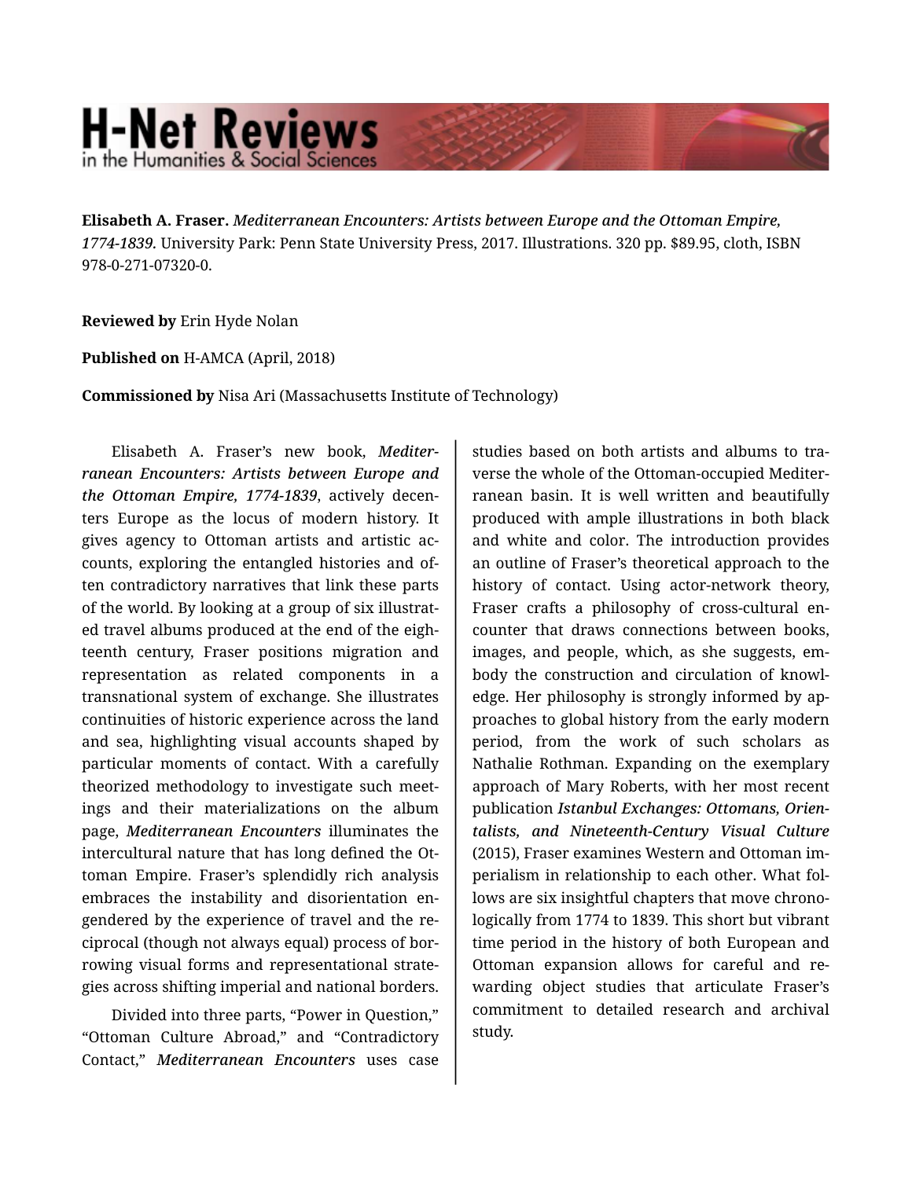**Elisabeth A. Fraser.** *Mediterranean Encounters: Artists between Europe and the Ottoman Empire, 1774-1839.* University Park: Penn State University Press, 2017. Illustrations. 320 pp. $89.95, cloth, ISBN 978-0-271-07320-0.

**Reviewed by** Erin Hyde Nolan

**Published on** H-AMCA (April, 2018)

**Commissioned by** Nisa Ari (Massachusetts Institute of Technology)

Elisabeth A. Fraser's new book, ***Mediterranean Encounters: Artists between Europe and the Ottoman Empire, 1774-1839***, actively decenters Europe as the locus of modern history. It gives agency to Ottoman artists and artistic accounts, exploring the entangled histories and often contradictory narratives that link these parts of the world. By looking at a group of six illustrated travel albums produced at the end of the eighteenth century, Fraser positions migration and representation as related components in a transnational system of exchange. She illustrates continuities of historic experience across the land and sea, highlighting visual accounts shaped by particular moments of contact. With a carefully theorized methodology to investigate such meetings and their materializations on the album page, ***Mediterranean Encounters*** illuminates the intercultural nature that has long defined the Ottoman Empire. Fraser's splendidly rich analysis embraces the instability and disorientation engendered by the experience of travel and the reciprocal (though not always equal) process of borrowing visual forms and representational strategies across shifting imperial and national borders.

Divided into three parts, "Power in Question," "Ottoman Culture Abroad," and "Contradictory Contact," ***Mediterranean Encounters*** uses case studies based on both artists and albums to traverse the whole of the Ottoman-occupied Mediterranean basin. It is well written and beautifully produced with ample illustrations in both black and white and color. The introduction provides an outline of Fraser's theoretical approach to the history of contact. Using actor-network theory, Fraser crafts a philosophy of cross-cultural encounter that draws connections between books, images, and people, which, as she suggests, embody the construction and circulation of knowledge. Her philosophy is strongly informed by approaches to global history from the early modern period, from the work of such scholars as Nathalie Rothman. Expanding on the exemplary approach of Mary Roberts, with her most recent publication ***Istanbul Exchanges: Ottomans, Orientalists, and Nineteenth-Century Visual Culture*** (2015), Fraser examines Western and Ottoman imperialism in relationship to each other. What follows are six insightful chapters that move chronologically from 1774 to 1839. This short but vibrant time period in the history of both European and Ottoman expansion allows for careful and rewarding object studies that articulate Fraser's commitment to detailed research and archival study.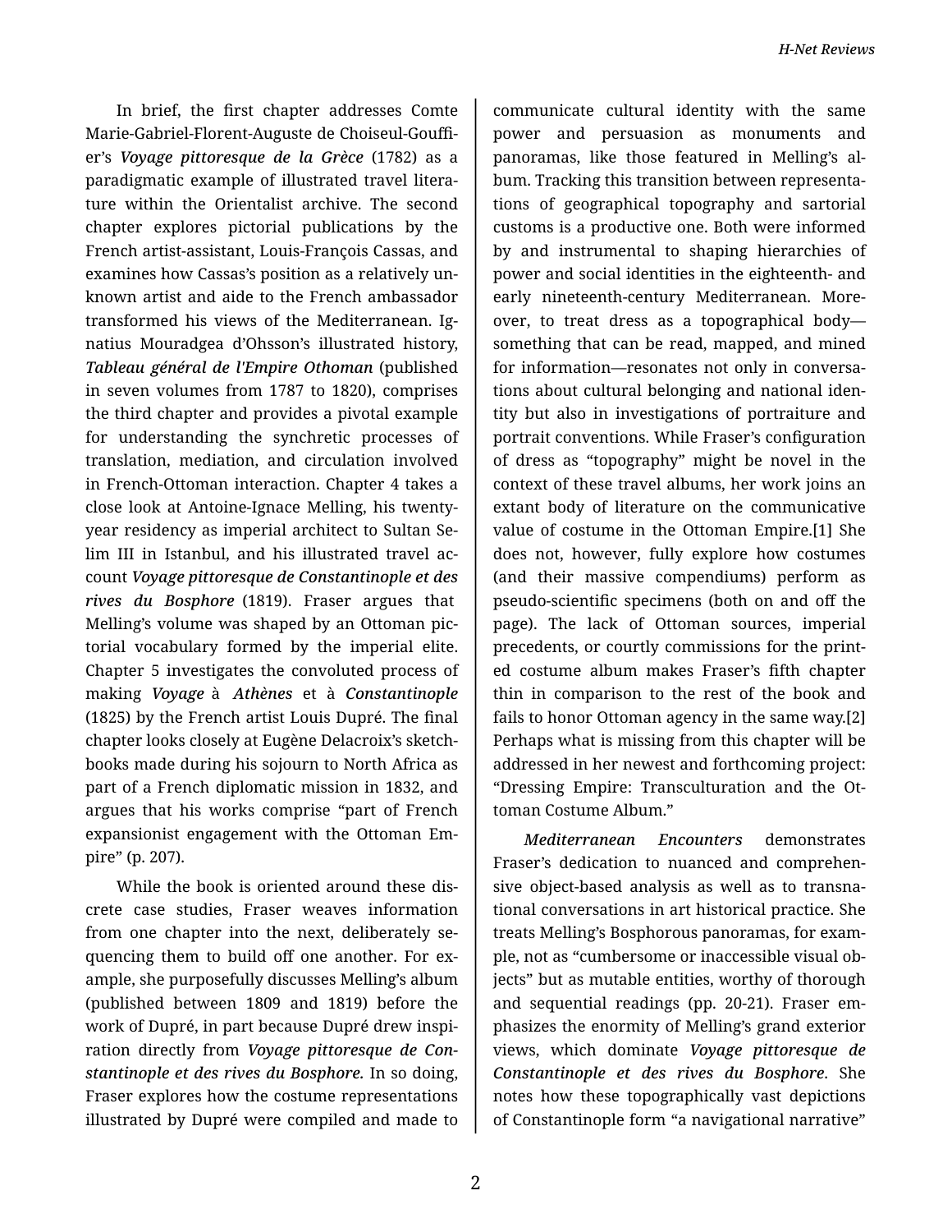In brief, the first chapter addresses Comte Marie-Gabriel-Florent-Auguste de Choiseul-Gouffier's *Voyage pittoresque de la Grèce* (1782) as a paradigmatic example of illustrated travel literature within the Orientalist archive. The second chapter explores pictorial publications by the French artist-assistant, Louis-François Cassas, and examines how Cassas's position as a relatively unknown artist and aide to the French ambassador transformed his views of the Mediterranean. Ignatius Mouradgea d'Ohsson's illustrated history, *Tableau général de l'Empire Othoman* (published in seven volumes from 1787 to 1820), comprises the third chapter and provides a pivotal example for understanding the synchretic processes of translation, mediation, and circulation involved in French-Ottoman interaction. Chapter 4 takes a close look at Antoine-Ignace Melling, his twenty-year residency as imperial architect to Sultan Selim III in Istanbul, and his illustrated travel account *Voyage pittoresque de Constantinople et des rives du Bosphore* (1819). Fraser argues that Melling's volume was shaped by an Ottoman pictorial vocabulary formed by the imperial elite. Chapter 5 investigates the convoluted process of making *Voyage* à *Athènes* et à *Constantinople* (1825) by the French artist Louis Dupré. The final chapter looks closely at Eugène Delacroix's sketchbooks made during his sojourn to North Africa as part of a French diplomatic mission in 1832, and argues that his works comprise "part of French expansionist engagement with the Ottoman Empire" (p. 207).

While the book is oriented around these discrete case studies, Fraser weaves information from one chapter into the next, deliberately sequencing them to build off one another. For example, she purposefully discusses Melling's album (published between 1809 and 1819) before the work of Dupré, in part because Dupré drew inspiration directly from *Voyage pittoresque de Constantinople et des rives du Bosphore.* In so doing, Fraser explores how the costume representations illustrated by Dupré were compiled and made to communicate cultural identity with the same power and persuasion as monuments and panoramas, like those featured in Melling's album. Tracking this transition between representations of geographical topography and sartorial customs is a productive one. Both were informed by and instrumental to shaping hierarchies of power and social identities in the eighteenth- and early nineteenth-century Mediterranean. Moreover, to treat dress as a topographical body—something that can be read, mapped, and mined for information—resonates not only in conversations about cultural belonging and national identity but also in investigations of portraiture and portrait conventions. While Fraser's configuration of dress as "topography" might be novel in the context of these travel albums, her work joins an extant body of literature on the communicative value of costume in the Ottoman Empire.[1] She does not, however, fully explore how costumes (and their massive compendiums) perform as pseudo-scientific specimens (both on and off the page). The lack of Ottoman sources, imperial precedents, or courtly commissions for the printed costume album makes Fraser's fifth chapter thin in comparison to the rest of the book and fails to honor Ottoman agency in the same way.[2] Perhaps what is missing from this chapter will be addressed in her newest and forthcoming project: "Dressing Empire: Transculturation and the Ottoman Costume Album."

*Mediterranean Encounters* demonstrates Fraser's dedication to nuanced and comprehensive object-based analysis as well as to transnational conversations in art historical practice. She treats Melling's Bosphorous panoramas, for example, not as "cumbersome or inaccessible visual objects" but as mutable entities, worthy of thorough and sequential readings (pp. 20-21). Fraser emphasizes the enormity of Melling's grand exterior views, which dominate *Voyage pittoresque de Constantinople et des rives du Bosphore*. She notes how these topographically vast depictions of Constantinople form "a navigational narrative"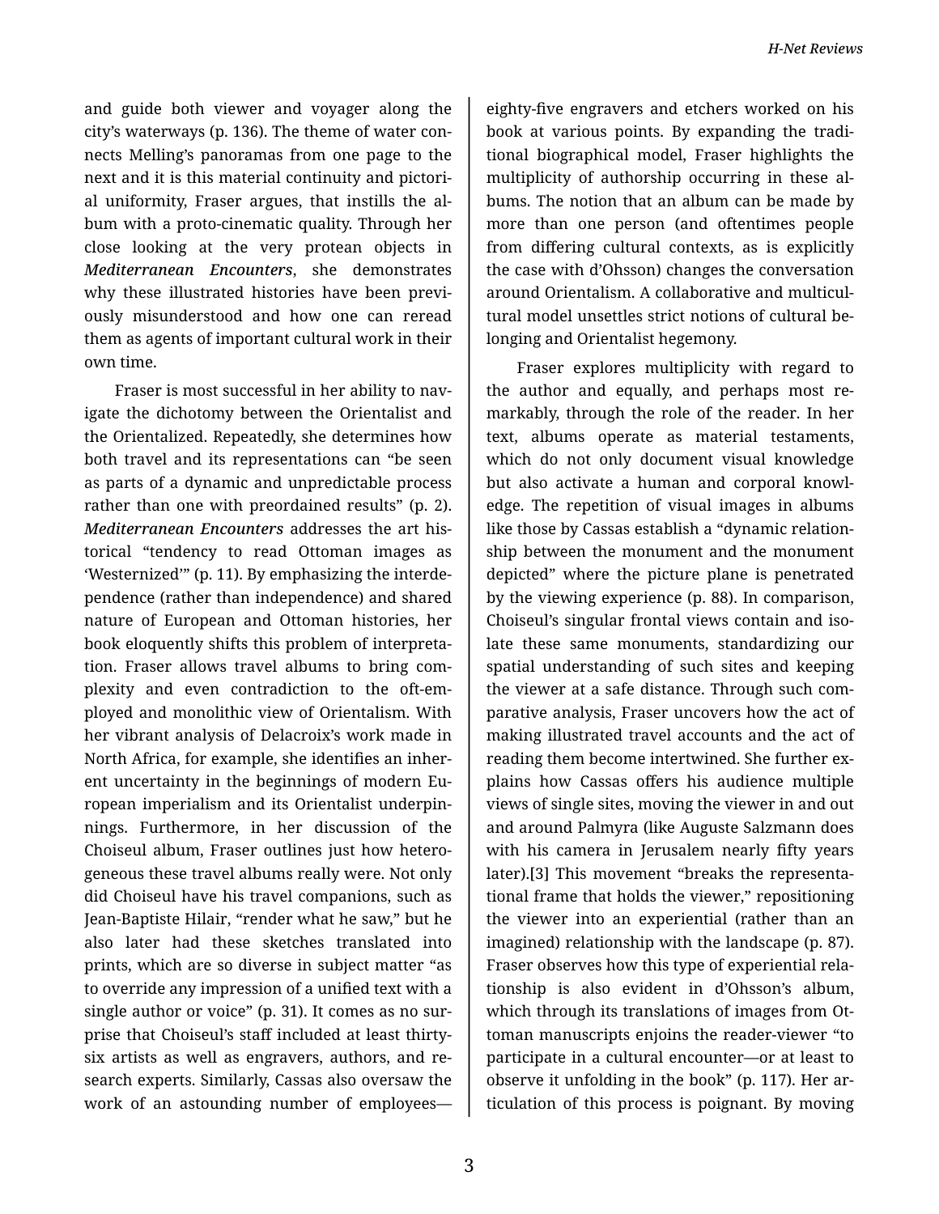and guide both viewer and voyager along the city's waterways (p. 136). The theme of water connects Melling's panoramas from one page to the next and it is this material continuity and pictorial uniformity, Fraser argues, that instills the album with a proto-cinematic quality. Through her close looking at the very protean objects in *Mediterranean Encounters*, she demonstrates why these illustrated histories have been previously misunderstood and how one can reread them as agents of important cultural work in their own time.

Fraser is most successful in her ability to navigate the dichotomy between the Orientalist and the Orientalized. Repeatedly, she determines how both travel and its representations can "be seen as parts of a dynamic and unpredictable process rather than one with preordained results" (p. 2). *Mediterranean Encounters* addresses the art historical "tendency to read Ottoman images as 'Westernized'" (p. 11). By emphasizing the interdependence (rather than independence) and shared nature of European and Ottoman histories, her book eloquently shifts this problem of interpretation. Fraser allows travel albums to bring complexity and even contradiction to the oft-employed and monolithic view of Orientalism. With her vibrant analysis of Delacroix's work made in North Africa, for example, she identifies an inherent uncertainty in the beginnings of modern European imperialism and its Orientalist underpinnings. Furthermore, in her discussion of the Choiseul album, Fraser outlines just how heterogeneous these travel albums really were. Not only did Choiseul have his travel companions, such as Jean-Baptiste Hilair, "render what he saw," but he also later had these sketches translated into prints, which are so diverse in subject matter "as to override any impression of a unified text with a single author or voice" (p. 31). It comes as no surprise that Choiseul's staff included at least thirty-six artists as well as engravers, authors, and research experts. Similarly, Cassas also oversaw the work of an astounding number of employees—eighty-five engravers and etchers worked on his book at various points. By expanding the traditional biographical model, Fraser highlights the multiplicity of authorship occurring in these albums. The notion that an album can be made by more than one person (and oftentimes people from differing cultural contexts, as is explicitly the case with d'Ohsson) changes the conversation around Orientalism. A collaborative and multicultural model unsettles strict notions of cultural belonging and Orientalist hegemony.

Fraser explores multiplicity with regard to the author and equally, and perhaps most remarkably, through the role of the reader. In her text, albums operate as material testaments, which do not only document visual knowledge but also activate a human and corporal knowledge. The repetition of visual images in albums like those by Cassas establish a "dynamic relationship between the monument and the monument depicted" where the picture plane is penetrated by the viewing experience (p. 88). In comparison, Choiseul's singular frontal views contain and isolate these same monuments, standardizing our spatial understanding of such sites and keeping the viewer at a safe distance. Through such comparative analysis, Fraser uncovers how the act of making illustrated travel accounts and the act of reading them become intertwined. She further explains how Cassas offers his audience multiple views of single sites, moving the viewer in and out and around Palmyra (like Auguste Salzmann does with his camera in Jerusalem nearly fifty years later).[3] This movement "breaks the representational frame that holds the viewer," repositioning the viewer into an experiential (rather than an imagined) relationship with the landscape (p. 87). Fraser observes how this type of experiential relationship is also evident in d'Ohsson's album, which through its translations of images from Ottoman manuscripts enjoins the reader-viewer "to participate in a cultural encounter—or at least to observe it unfolding in the book" (p. 117). Her articulation of this process is poignant. By moving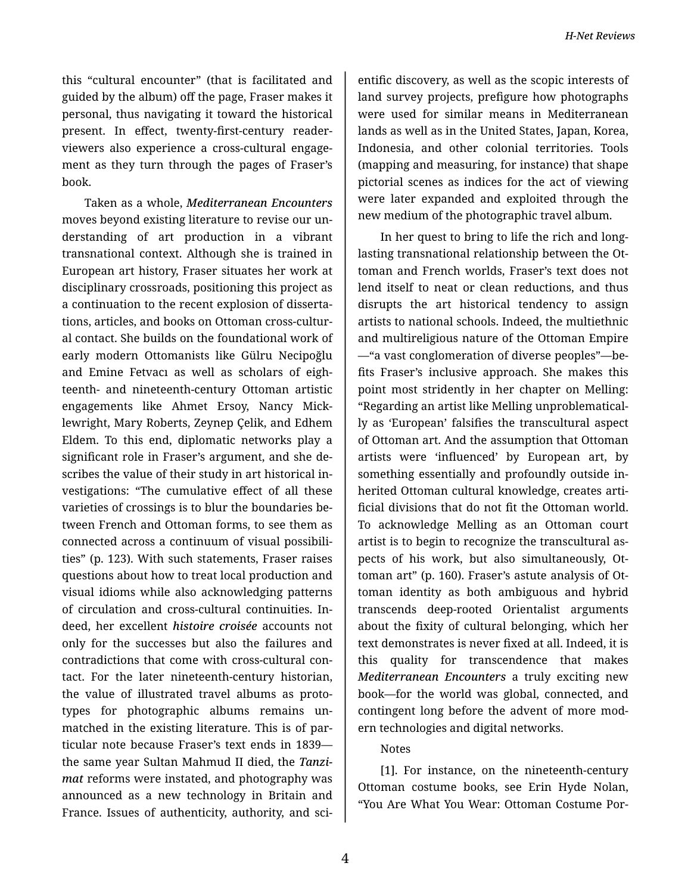this "cultural encounter" (that is facilitated and guided by the album) off the page, Fraser makes it personal, thus navigating it toward the historical present. In effect, twenty-first-century reader-viewers also experience a cross-cultural engagement as they turn through the pages of Fraser's book.

Taken as a whole, ***Mediterranean Encounters*** moves beyond existing literature to revise our understanding of art production in a vibrant transnational context. Although she is trained in European art history, Fraser situates her work at disciplinary crossroads, positioning this project as a continuation to the recent explosion of dissertations, articles, and books on Ottoman cross-cultural contact. She builds on the foundational work of early modern Ottomanists like Gülru Necipoğlu and Emine Fetvacı as well as scholars of eighteenth- and nineteenth-century Ottoman artistic engagements like Ahmet Ersoy, Nancy Micklewright, Mary Roberts, Zeynep Çelik, and Edhem Eldem. To this end, diplomatic networks play a significant role in Fraser's argument, and she describes the value of their study in art historical investigations: "The cumulative effect of all these varieties of crossings is to blur the boundaries between French and Ottoman forms, to see them as connected across a continuum of visual possibilities" (p. 123). With such statements, Fraser raises questions about how to treat local production and visual idioms while also acknowledging patterns of circulation and cross-cultural continuities. Indeed, her excellent ***histoire croisée*** accounts not only for the successes but also the failures and contradictions that come with cross-cultural contact. For the later nineteenth-century historian, the value of illustrated travel albums as prototypes for photographic albums remains unmatched in the existing literature. This is of particular note because Fraser's text ends in 1839—the same year Sultan Mahmud II died, the ***Tanzimat*** reforms were instated, and photography was announced as a new technology in Britain and France. Issues of authenticity, authority, and scientific discovery, as well as the scopic interests of land survey projects, prefigure how photographs were used for similar means in Mediterranean lands as well as in the United States, Japan, Korea, Indonesia, and other colonial territories. Tools (mapping and measuring, for instance) that shape pictorial scenes as indices for the act of viewing were later expanded and exploited through the new medium of the photographic travel album.

In her quest to bring to life the rich and long-lasting transnational relationship between the Ottoman and French worlds, Fraser's text does not lend itself to neat or clean reductions, and thus disrupts the art historical tendency to assign artists to national schools. Indeed, the multiethnic and multireligious nature of the Ottoman Empire—"a vast conglomeration of diverse peoples"—befits Fraser's inclusive approach. She makes this point most stridently in her chapter on Melling: "Regarding an artist like Melling unproblematically as 'European' falsifies the transcultural aspect of Ottoman art. And the assumption that Ottoman artists were 'influenced' by European art, by something essentially and profoundly outside inherited Ottoman cultural knowledge, creates artificial divisions that do not fit the Ottoman world. To acknowledge Melling as an Ottoman court artist is to begin to recognize the transcultural aspects of his work, but also simultaneously, Ottoman art" (p. 160). Fraser's astute analysis of Ottoman identity as both ambiguous and hybrid transcends deep-rooted Orientalist arguments about the fixity of cultural belonging, which her text demonstrates is never fixed at all. Indeed, it is this quality for transcendence that makes ***Mediterranean Encounters*** a truly exciting new book—for the world was global, connected, and contingent long before the advent of more modern technologies and digital networks.

Notes

[1]. For instance, on the nineteenth-century Ottoman costume books, see Erin Hyde Nolan, "You Are What You Wear: Ottoman Costume Por-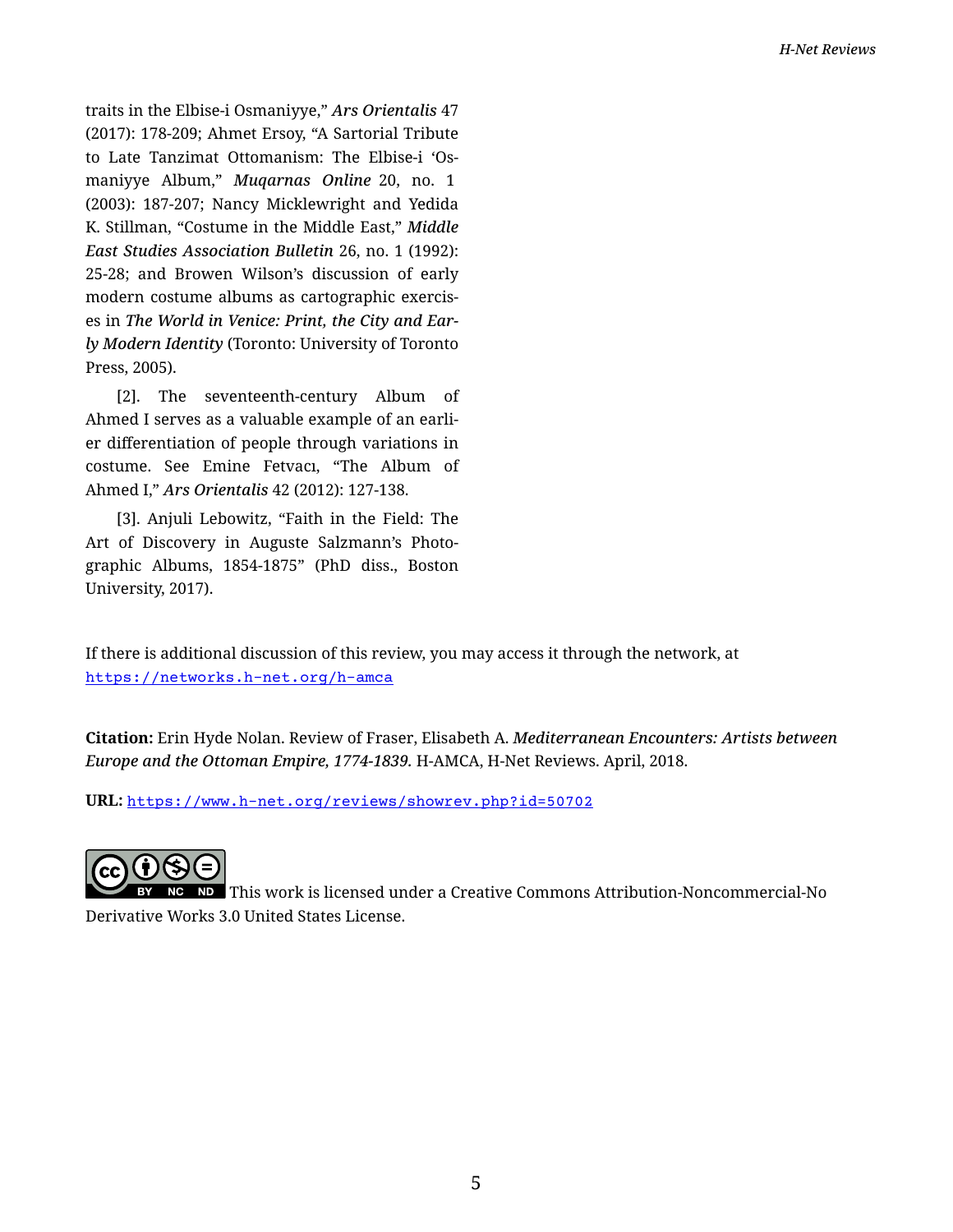traits in the Elbise-i Osmaniyye," ***Ars Orientalis*** 47 (2017): 178-209; Ahmet Ersoy, "A Sartorial Tribute to Late Tanzimat Ottomanism: The Elbise-i 'Osmaniyye Album," ***Muqarnas Online*** 20, no. 1 (2003): 187-207; Nancy Micklewright and Yedida K. Stillman, "Costume in the Middle East," ***Middle East Studies Association Bulletin*** 26, no. 1 (1992): 25-28; and Browen Wilson's discussion of early modern costume albums as cartographic exercises in ***The World in Venice: Print, the City and Early Modern Identity*** (Toronto: University of Toronto Press, 2005).

[2]. The seventeenth-century Album of Ahmed I serves as a valuable example of an earlier differentiation of people through variations in costume. See Emine Fetvacı, "The Album of Ahmed I," ***Ars Orientalis*** 42 (2012): 127-138.

[3]. Anjuli Lebowitz, "Faith in the Field: The Art of Discovery in Auguste Salzmann's Photographic Albums, 1854-1875" (PhD diss., Boston University, 2017).

If there is additional discussion of this review, you may access it through the network, at https://networks.h-net.org/h-amca

**Citation:** Erin Hyde Nolan. Review of Fraser, Elisabeth A. *Mediterranean Encounters: Artists between Europe and the Ottoman Empire, 1774-1839.* H-AMCA, H-Net Reviews. April, 2018.

**URL:** https://www.h-net.org/reviews/showrev.php?id=50702

This work is licensed under a Creative Commons Attribution-Noncommercial-No Derivative Works 3.0 United States License.